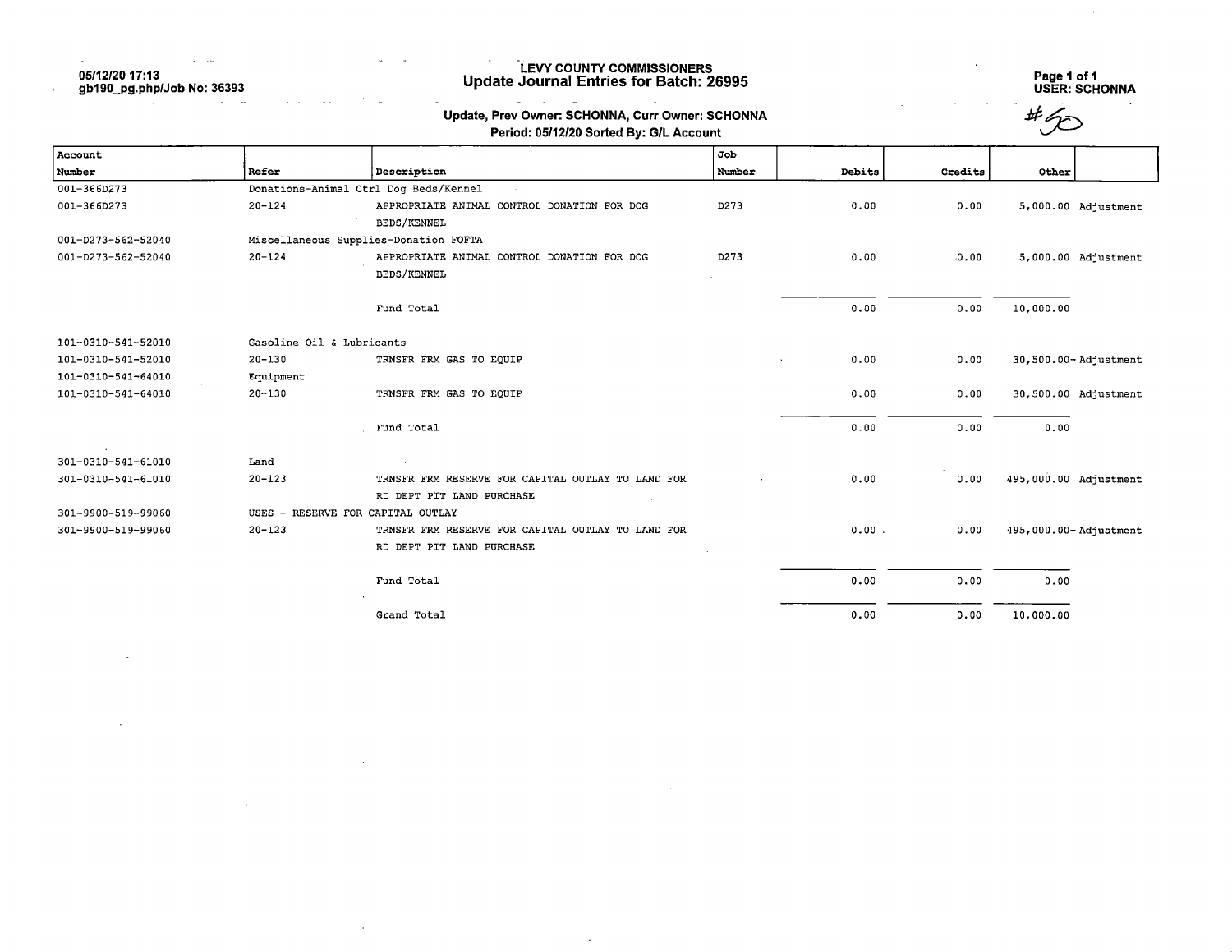05/12/20 17:13
gb190_pg.php/Job No: 36393

# LEVY COUNTY COMMISSIONERS
## Update Journal Entries for Batch: 26995

Page 1 of 1
USER: SCHONNA

### Update, Prev Owner: SCHONNA, Curr Owner: SCHONNA
### Period: 05/12/20 Sorted By: G/L Account

#50

| Account Number | Refer | Description | Job Number | Debits | Credits | Other | |
|---|---|---|---|---|---|---|---|
| 001-366D273 | Donations-Animal Ctrl Dog Beds/Kennel | | | | | | |
| 001-366D273 | 20-124 | APPROPRIATE ANIMAL CONTROL DONATION FOR DOG BEDS/KENNEL | D273 | 0.00 | 0.00 | 5,000.00 | Adjustment |
| 001-D273-562-52040 | Miscellaneous Supplies-Donation FOFTA | | | | | | |
| 001-D273-562-52040 | 20-124 | APPROPRIATE ANIMAL CONTROL DONATION FOR DOG BEDS/KENNEL | D273 | 0.00 | 0.00 | 5,000.00 | Adjustment |
| | | Fund Total | | 0.00 | 0.00 | 10,000.00 | |
| 101-0310-541-52010 | Gasoline Oil & Lubricants | | | | | | |
| 101-0310-541-52010 | 20-130 | TRNSFR FRM GAS TO EQUIP | | 0.00 | 0.00 | 30,500.00- | Adjustment |
| 101-0310-541-64010 | Equipment | | | | | | |
| 101-0310-541-64010 | 20-130 | TRNSFR FRM GAS TO EQUIP | | 0.00 | 0.00 | 30,500.00 | Adjustment |
| | | Fund Total | | 0.00 | 0.00 | 0.00 | |
| 301-0310-541-61010 | Land | | | | | | |
| 301-0310-541-61010 | 20-123 | TRNSFR FRM RESERVE FOR CAPITAL OUTLAY TO LAND FOR RD DEPT PIT LAND PURCHASE | | 0.00 | 0.00 | 495,000.00 | Adjustment |
| 301-9900-519-99060 | USES - RESERVE FOR CAPITAL OUTLAY | | | | | | |
| 301-9900-519-99060 | 20-123 | TRNSFR FRM RESERVE FOR CAPITAL OUTLAY TO LAND FOR RD DEPT PIT LAND PURCHASE | | 0.00 | 0.00 | 495,000.00- | Adjustment |
| | | Fund Total | | 0.00 | 0.00 | 0.00 | |
| | | Grand Total | | 0.00 | 0.00 | 10,000.00 | |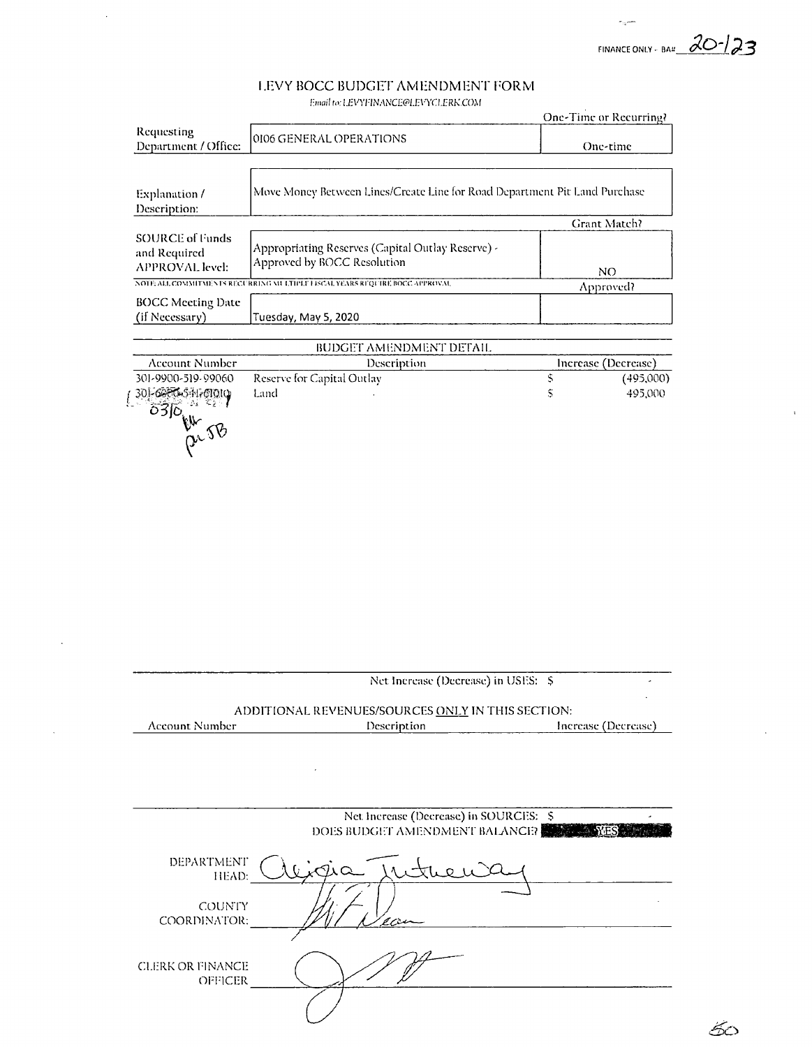FINANCE ONLY - BA# 20-123

# LEVY BOCC BUDGET AMENDMENT FORM

*Email to: LEVYFINANCE@LEVYCLERK.COM*

| | | One-Time or Recurring? |
|---|---|---|
| Requesting Department / Office: | 0106 GENERAL OPERATIONS | One-time |
| Explanation / Description: | Move Money Between Lines/Create Line for Road Department Pit Land Purchase | |
| | | Grant Match? |
| SOURCE of Funds and Required APPROVAL level: | Appropriating Reserves (Capital Outlay Reserve) - Approved by BOCC Resolution | NO |
| NOTE: ALL COMMITMENTS RECURRING MULTIPLE FISCAL YEARS REQUIRE BOCC APPROVAL | | Approved? |
| BOCC Meeting Date (if Necessary) | Tuesday, May 5, 2020 | |

## BUDGET AMENDMENT DETAIL

| Account Number | Description | Increase (Decrease) |
|---|---|---|
| 301-9900-519-99060 | Reserve for Capital Outlay | $ (495,000) |
| 301-6000-541-61010 | Land | $ 495,000 |

0310

Net Increase (Decrease) in USES: $ -

ADDITIONAL REVENUES/SOURCES ONLY IN THIS SECTION:

| Account Number | Description | Increase (Decrease) |
|---|---|---|
| | | |

Net Increase (Decrease) in SOURCES: $ -

DOES BUDGET AMENDMENT BALANCE? YES

DEPARTMENT HEAD: Alicia Tretheway

COUNTY COORDINATOR: W. Dean

CLERK OR FINANCE OFFICER: [signature]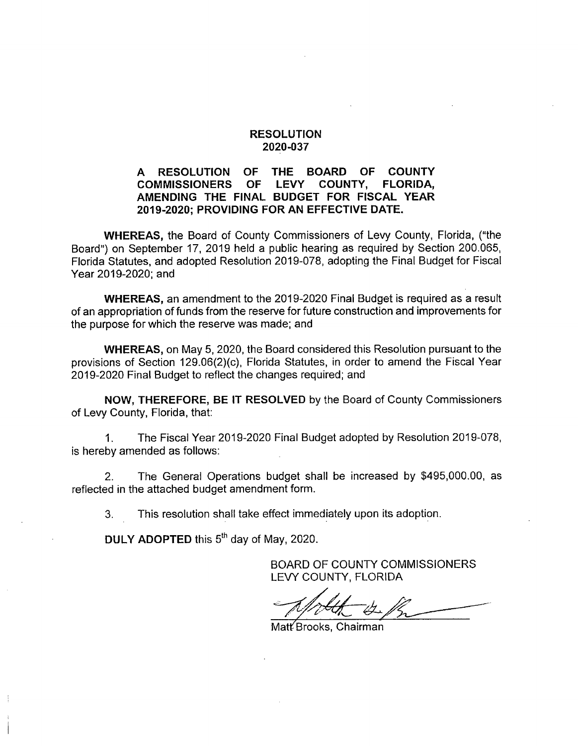# RESOLUTION
# 2020-037

**A RESOLUTION OF THE BOARD OF COUNTY COMMISSIONERS OF LEVY COUNTY, FLORIDA, AMENDING THE FINAL BUDGET FOR FISCAL YEAR 2019-2020; PROVIDING FOR AN EFFECTIVE DATE.**

**WHEREAS,** the Board of County Commissioners of Levy County, Florida, ("the Board") on September 17, 2019 held a public hearing as required by Section 200.065, Florida Statutes, and adopted Resolution 2019-078, adopting the Final Budget for Fiscal Year 2019-2020; and

**WHEREAS,** an amendment to the 2019-2020 Final Budget is required as a result of an appropriation of funds from the reserve for future construction and improvements for the purpose for which the reserve was made; and

**WHEREAS,** on May 5, 2020, the Board considered this Resolution pursuant to the provisions of Section 129.06(2)(c), Florida Statutes, in order to amend the Fiscal Year 2019-2020 Final Budget to reflect the changes required; and

**NOW, THEREFORE, BE IT RESOLVED** by the Board of County Commissioners of Levy County, Florida, that:

1. The Fiscal Year 2019-2020 Final Budget adopted by Resolution 2019-078, is hereby amended as follows:

2. The General Operations budget shall be increased by $495,000.00, as reflected in the attached budget amendment form.

3. This resolution shall take effect immediately upon its adoption.

**DULY ADOPTED** this 5th day of May, 2020.

BOARD OF COUNTY COMMISSIONERS
LEVY COUNTY, FLORIDA

Matt Brooks, Chairman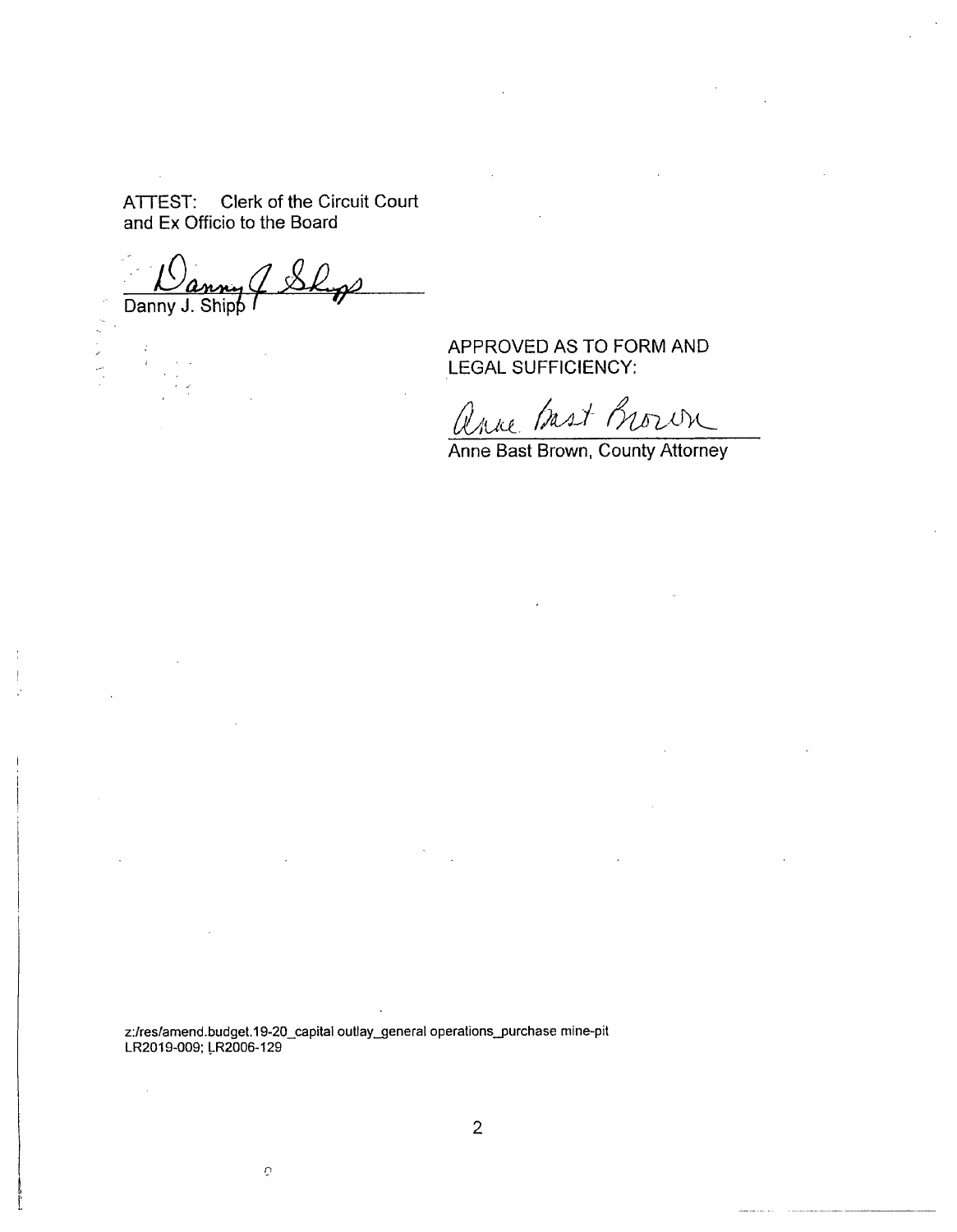ATTEST: Clerk of the Circuit Court
and Ex Officio to the Board

Danny J. Shipp

APPROVED AS TO FORM AND
LEGAL SUFFICIENCY:

Anne Bast Brown, County Attorney

z:/res/amend.budget.19-20_capital outlay_general operations_purchase mine-pit
LR2019-009; LR2006-129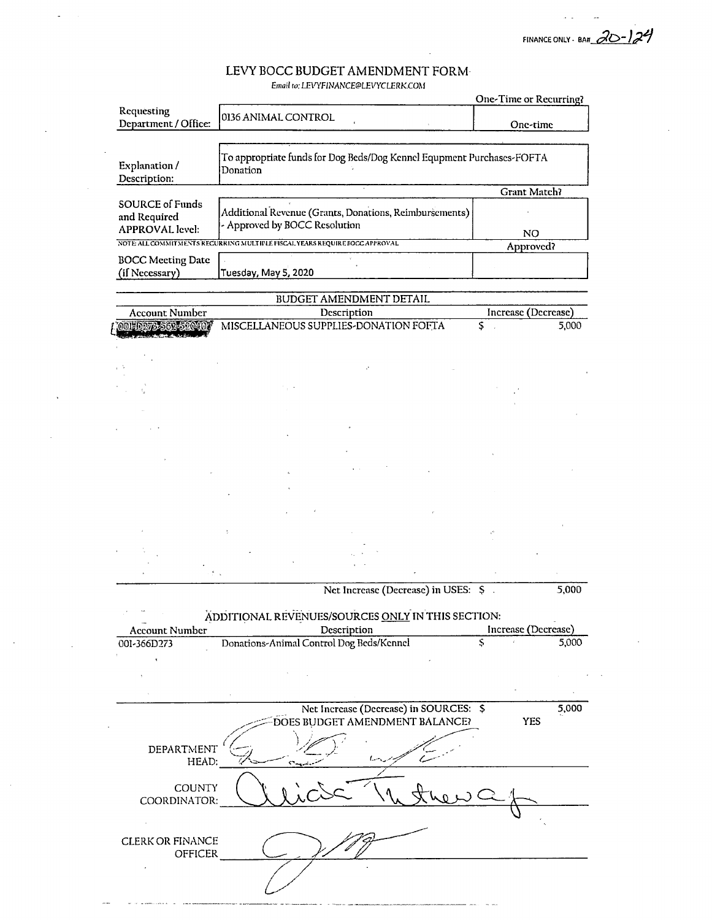FINANCE ONLY - BA# 20-124

# LEVY BOCC BUDGET AMENDMENT FORM

*Email to: LEVYFINANCE@LEVYCLERK.COM*

| | | One-Time or Recurring? |
|---|---|---|
| Requesting Department / Office: | 0136 ANIMAL CONTROL | One-time |
| Explanation / Description: | To appropriate funds for Dog Beds/Dog Kennel Equipment Purchases-FOFTA Donation | |
| | | Grant Match? |
| SOURCE of Funds and Required APPROVAL level: | Additional Revenue (Grants, Donations, Reimbursements) - Approved by BOCC Resolution | NO |
| | NOTE: ALL COMMITMENTS RECURRING MULTIPLE FISCAL YEARS REQUIRE BOCC APPROVAL | Approved? |
| BOCC Meeting Date (if Necessary) | Tuesday, May 5, 2020 | |

## BUDGET AMENDMENT DETAIL

| Account Number | Description | Increase (Decrease) |
|---|---|---|
| 001-D273-562-52040 | MISCELLANEOUS SUPPLIES-DONATION FOFTA | $ 5,000 |
| | Net Increase (Decrease) in USES: | $ 5,000 |

## ADDITIONAL REVENUES/SOURCES ONLY IN THIS SECTION:

| Account Number | Description | Increase (Decrease) |
|---|---|---|
| 001-366D273 | Donations-Animal Control Dog Beds/Kennel | $ 5,000 |
| | Net Increase (Decrease) in SOURCES: | $ 5,000 |
| | DOES BUDGET AMENDMENT BALANCE? | YES |

DEPARTMENT HEAD: [signature]

COUNTY COORDINATOR: [signature]

CLERK OR FINANCE OFFICER [signature]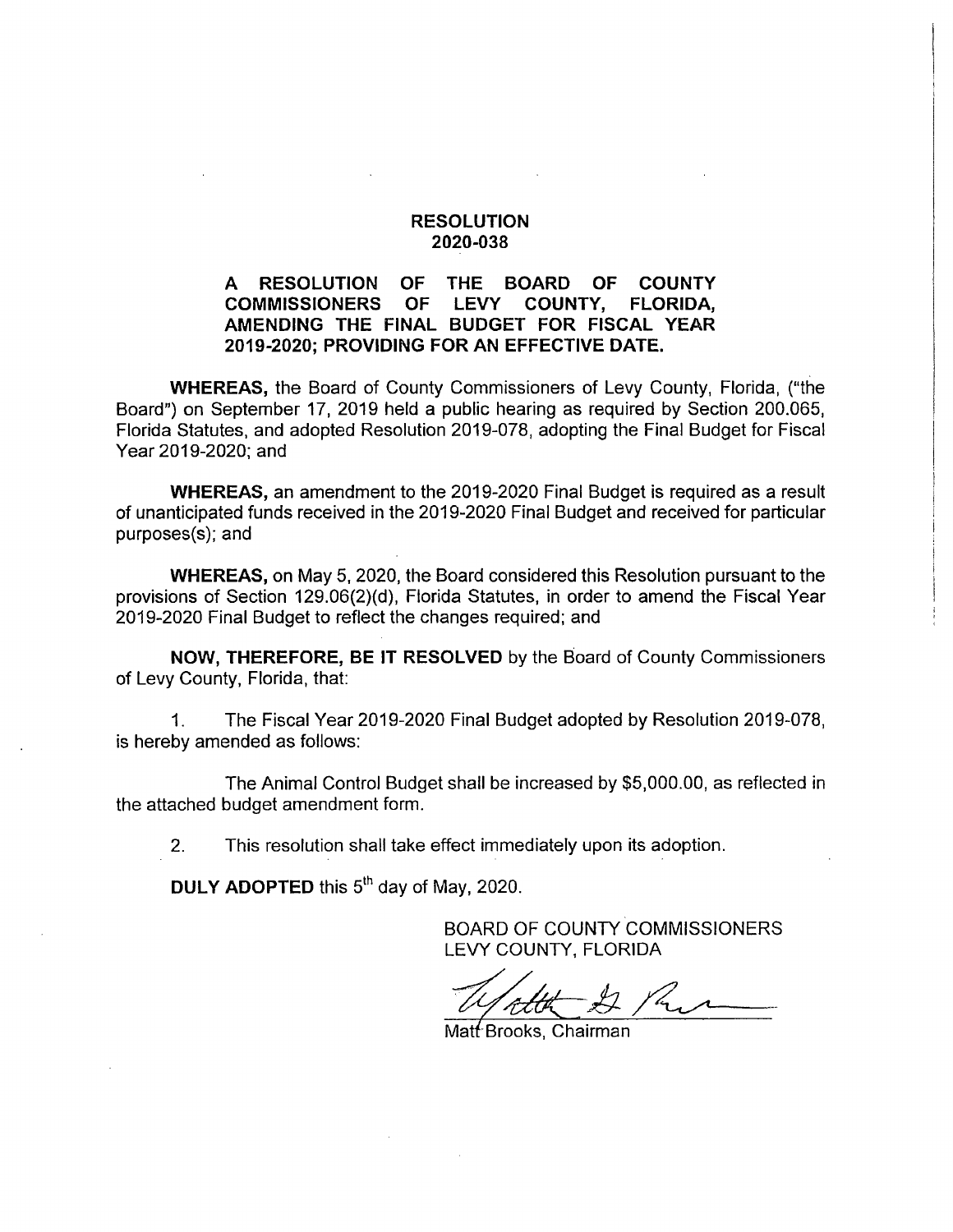# RESOLUTION 2020-038

**A RESOLUTION OF THE BOARD OF COUNTY COMMISSIONERS OF LEVY COUNTY, FLORIDA, AMENDING THE FINAL BUDGET FOR FISCAL YEAR 2019-2020; PROVIDING FOR AN EFFECTIVE DATE.**

**WHEREAS,** the Board of County Commissioners of Levy County, Florida, ("the Board") on September 17, 2019 held a public hearing as required by Section 200.065, Florida Statutes, and adopted Resolution 2019-078, adopting the Final Budget for Fiscal Year 2019-2020; and

**WHEREAS,** an amendment to the 2019-2020 Final Budget is required as a result of unanticipated funds received in the 2019-2020 Final Budget and received for particular purposes(s); and

**WHEREAS,** on May 5, 2020, the Board considered this Resolution pursuant to the provisions of Section 129.06(2)(d), Florida Statutes, in order to amend the Fiscal Year 2019-2020 Final Budget to reflect the changes required; and

**NOW, THEREFORE, BE IT RESOLVED** by the Board of County Commissioners of Levy County, Florida, that:

1. The Fiscal Year 2019-2020 Final Budget adopted by Resolution 2019-078, is hereby amended as follows:

   The Animal Control Budget shall be increased by $5,000.00, as reflected in the attached budget amendment form.

2. This resolution shall take effect immediately upon its adoption.

**DULY ADOPTED** this 5th day of May, 2020.

BOARD OF COUNTY COMMISSIONERS
LEVY COUNTY, FLORIDA

Matt Brooks, Chairman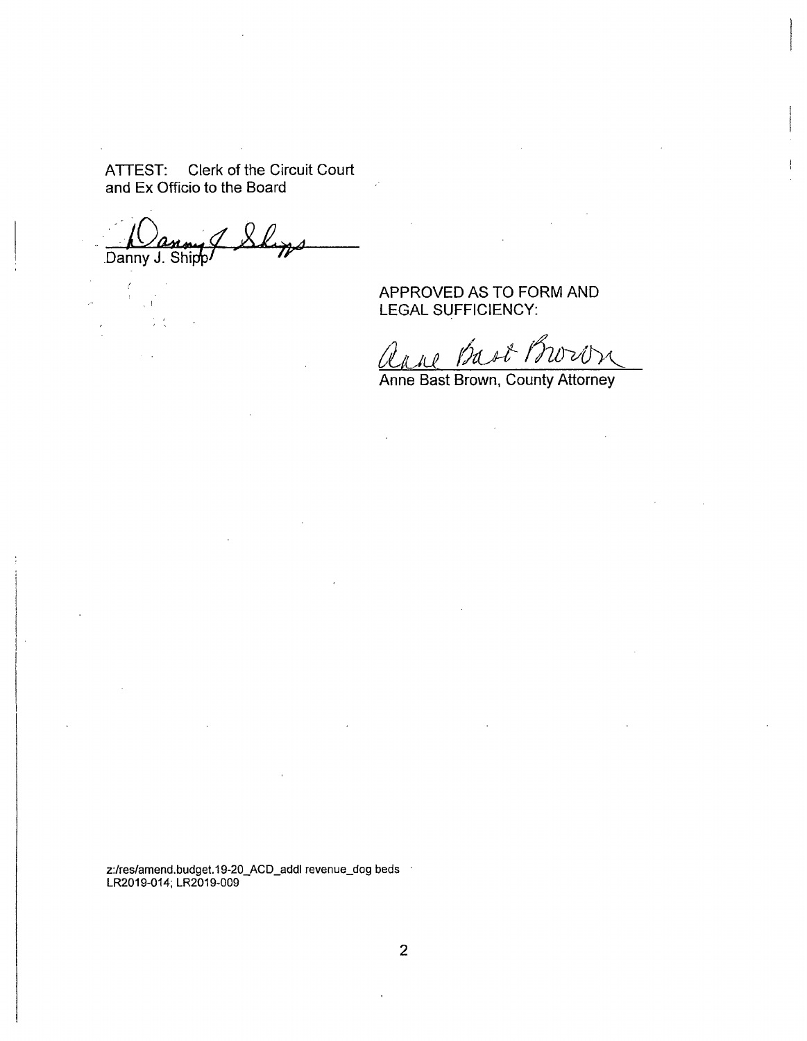ATTEST: Clerk of the Circuit Court
and Ex Officio to the Board

Danny J. Shipp

APPROVED AS TO FORM AND
LEGAL SUFFICIENCY:

Anne Bast Brown, County Attorney

z:/res/amend.budget.19-20_ACD_addl revenue_dog beds
LR2019-014; LR2019-009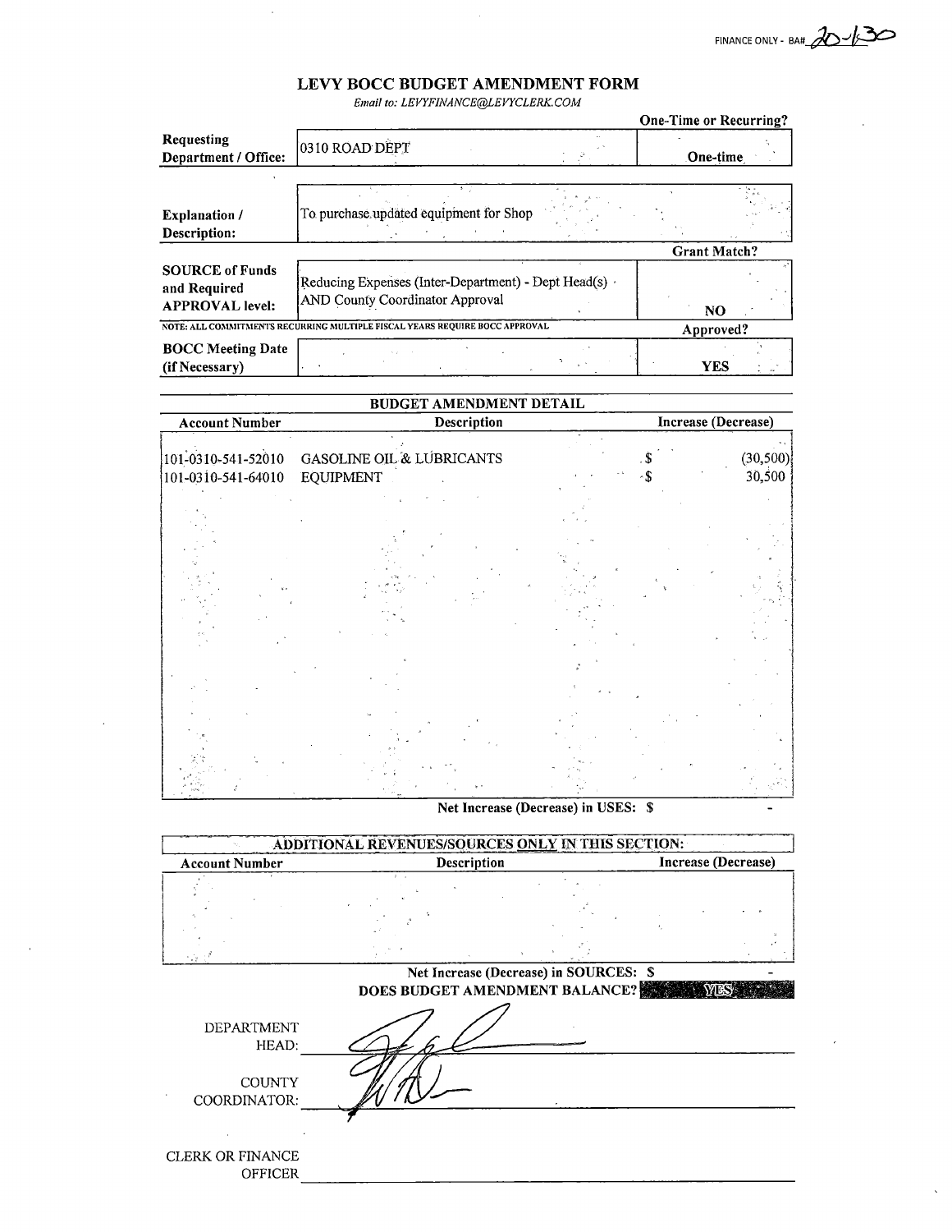FINANCE ONLY - BA# 20-130

# LEVY BOCC BUDGET AMENDMENT FORM

*Email to: LEVYFINANCE@LEVYCLERK.COM*

| | | One-Time or Recurring? |
|---|---|---|
| **Requesting Department / Office:** | 0310 ROAD DEPT | One-time |
| **Explanation / Description:** | To purchase updated equipment for Shop | |
| | | **Grant Match?** |
| **SOURCE of Funds and Required APPROVAL level:** | Reducing Expenses (Inter-Department) - Dept Head(s) AND County Coordinator Approval | NO |
| NOTE: ALL COMMITMENTS RECURRING MULTIPLE FISCAL YEARS REQUIRE BOCC APPROVAL | | **Approved?** |
| **BOCC Meeting Date (if Necessary)** | | YES |

## BUDGET AMENDMENT DETAIL

| Account Number | Description | Increase (Decrease) |
|---|---|---|
| 101-0310-541-52010 | GASOLINE OIL & LUBRICANTS | $ (30,500) |
| 101-0310-541-64010 | EQUIPMENT | $ 30,500 |

**Net Increase (Decrease) in USES: $ -**

## ADDITIONAL REVENUES/SOURCES ONLY IN THIS SECTION:

| Account Number | Description | Increase (Decrease) |
|---|---|---|
| | | |

**Net Increase (Decrease) in SOURCES: $ -**

**DOES BUDGET AMENDMENT BALANCE?** YES

DEPARTMENT HEAD: [signature]

COUNTY COORDINATOR: [signature]

CLERK OR FINANCE OFFICER: ____________________